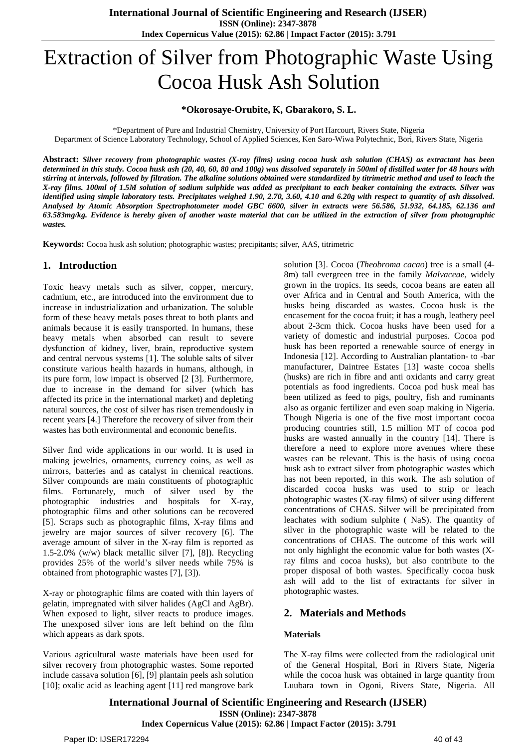# Extraction of Silver from Photographic Waste Using Cocoa Husk Ash Solution

**\*Okorosaye-Orubite, K, Gbarakoro, S. L.**

\*Department of Pure and Industrial Chemistry, University of Port Harcourt, Rivers State, Nigeria
Department of Science Laboratory Technology, School of Applied Sciences, Ken Saro-Wiwa Polytechnic, Bori, Rivers State, Nigeria

**Abstract:** ***Silver recovery from photographic wastes (X-ray films) using cocoa husk ash solution (CHAS) as extractant has been determined in this study. Cocoa husk ash (20, 40, 60, 80 and 100g) was dissolved separately in 500ml of distilled water for 48 hours with stirring at intervals, followed by filtration. The alkaline solutions obtained were standardized by titrimetric method and used to leach the X-ray films. 100ml of 1.5M solution of sodium sulphide was added as precipitant to each beaker containing the extracts. Silver was identified using simple laboratory tests. Precipitates weighed 1.90, 2.70, 3.60, 4.10 and 6.20g with respect to quantity of ash dissolved. Analysed by Atomic Absorption Spectrophotometer model GBC 6600, silver in extracts were 56.586, 51.932, 64.185, 62.136 and 63.583mg/kg. Evidence is hereby given of another waste material that can be utilized in the extraction of silver from photographic wastes.***

**Keywords:** Cocoa husk ash solution; photographic wastes; precipitants; silver, AAS, titrimetric

## 1. Introduction

Toxic heavy metals such as silver, copper, mercury, cadmium, etc., are introduced into the environment due to increase in industrialization and urbanization. The soluble form of these heavy metals poses threat to both plants and animals because it is easily transported. In humans, these heavy metals when absorbed can result to severe dysfunction of kidney, liver, brain, reproductive system and central nervous systems [1]. The soluble salts of silver constitute various health hazards in humans, although, in its pure form, low impact is observed [2 [3]. Furthermore, due to increase in the demand for silver (which has affected its price in the international market) and depleting natural sources, the cost of silver has risen tremendously in recent years [4.] Therefore the recovery of silver from their wastes has both environmental and economic benefits.

Silver find wide applications in our world. It is used in making jewelries, ornaments, currency coins, as well as mirrors, batteries and as catalyst in chemical reactions. Silver compounds are main constituents of photographic films. Fortunately, much of silver used by the photographic industries and hospitals for X-ray, photographic films and other solutions can be recovered [5]. Scraps such as photographic films, X-ray films and jewelry are major sources of silver recovery [6]. The average amount of silver in the X-ray film is reported as 1.5-2.0% (w/w) black metallic silver [7], [8]). Recycling provides 25% of the world's silver needs while 75% is obtained from photographic wastes [7], [3]).

X-ray or photographic films are coated with thin layers of gelatin, impregnated with silver halides (AgCl and AgBr). When exposed to light, silver reacts to produce images. The unexposed silver ions are left behind on the film which appears as dark spots.

Various agricultural waste materials have been used for silver recovery from photographic wastes. Some reported include cassava solution [6], [9] plantain peels ash solution [10]; oxalic acid as leaching agent [11] red mangrove bark solution [3]. Cocoa (*Theobroma cacao*) tree is a small (4-8m) tall evergreen tree in the family *Malvaceae,* widely grown in the tropics. Its seeds, cocoa beans are eaten all over Africa and in Central and South America, with the husks being discarded as wastes. Cocoa husk is the encasement for the cocoa fruit; it has a rough, leathery peel about 2-3cm thick. Cocoa husks have been used for a variety of domestic and industrial purposes. Cocoa pod husk has been reported a renewable source of energy in Indonesia [12]. According to Australian plantation- to -bar manufacturer, Daintree Estates [13] waste cocoa shells (husks) are rich in fibre and anti oxidants and carry great potentials as food ingredients. Cocoa pod husk meal has been utilized as feed to pigs, poultry, fish and ruminants also as organic fertilizer and even soap making in Nigeria. Though Nigeria is one of the five most important cocoa producing countries still, 1.5 million MT of cocoa pod husks are wasted annually in the country [14]. There is therefore a need to explore more avenues where these wastes can be relevant. This is the basis of using cocoa husk ash to extract silver from photographic wastes which has not been reported, in this work. The ash solution of discarded cocoa husks was used to strip or leach photographic wastes (X-ray films) of silver using different concentrations of CHAS. Silver will be precipitated from leachates with sodium sulphite ( NaS). The quantity of silver in the photographic waste will be related to the concentrations of CHAS. The outcome of this work will not only highlight the economic value for both wastes (X-ray films and cocoa husks), but also contribute to the proper disposal of both wastes. Specifically cocoa husk ash will add to the list of extractants for silver in photographic wastes.

## 2. Materials and Methods

### Materials

The X-ray films were collected from the radiological unit of the General Hospital, Bori in Rivers State, Nigeria while the cocoa husk was obtained in large quantity from Luubara town in Ogoni, Rivers State, Nigeria. All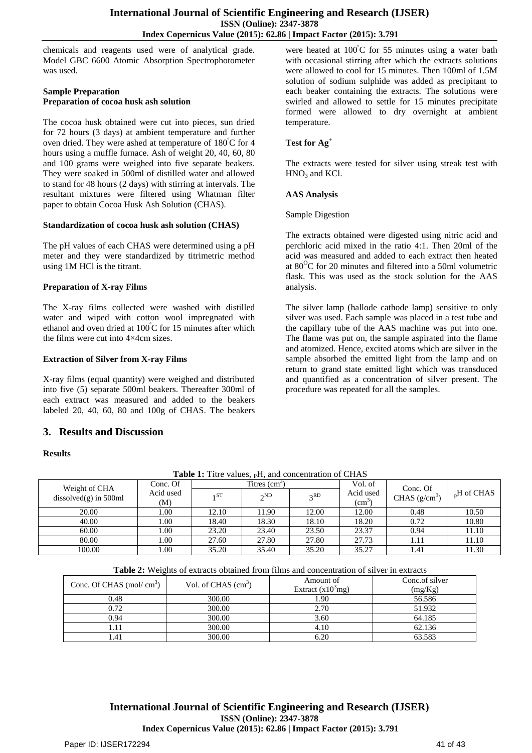chemicals and reagents used were of analytical grade. Model GBC 6600 Atomic Absorption Spectrophotometer was used.

**Sample Preparation**
**Preparation of cocoa husk ash solution**

The cocoa husk obtained were cut into pieces, sun dried for 72 hours (3 days) at ambient temperature and further oven dried. They were ashed at temperature of 180°C for 4 hours using a muffle furnace. Ash of weight 20, 40, 60, 80 and 100 grams were weighed into five separate beakers. They were soaked in 500ml of distilled water and allowed to stand for 48 hours (2 days) with stirring at intervals. The resultant mixtures were filtered using Whatman filter paper to obtain Cocoa Husk Ash Solution (CHAS).

**Standardization of cocoa husk ash solution (CHAS)**

The pH values of each CHAS were determined using a pH meter and they were standardized by titrimetric method using 1M HCl is the titrant.

**Preparation of X-ray Films**

The X-ray films collected were washed with distilled water and wiped with cotton wool impregnated with ethanol and oven dried at 100°C for 15 minutes after which the films were cut into 4×4cm sizes.

**Extraction of Silver from X-ray Films**

X-ray films (equal quantity) were weighed and distributed into five (5) separate 500ml beakers. Thereafter 300ml of each extract was measured and added to the beakers labeled 20, 40, 60, 80 and 100g of CHAS. The beakers were heated at 100°C for 55 minutes using a water bath with occasional stirring after which the extracts solutions were allowed to cool for 15 minutes. Then 100ml of 1.5M solution of sodium sulphide was added as precipitant to each beaker containing the extracts. The solutions were swirled and allowed to settle for 15 minutes precipitate formed were allowed to dry overnight at ambient temperature.

**Test for $Ag^+$**

The extracts were tested for silver using streak test with $HNO_3$ and KCl.

**AAS Analysis**

Sample Digestion

The extracts obtained were digested using nitric acid and perchloric acid mixed in the ratio 4:1. Then 20ml of the acid was measured and added to each extract then heated at 80°C for 20 minutes and filtered into a 50ml volumetric flask. This was used as the stock solution for the AAS analysis.

The silver lamp (hallode cathode lamp) sensitive to only silver was used. Each sample was placed in a test tube and the capillary tube of the AAS machine was put into one. The flame was put on, the sample aspirated into the flame and atomized. Hence, excited atoms which are silver in the sample absorbed the emitted light from the lamp and on return to grand state emitted light which was transduced and quantified as a concentration of silver present. The procedure was repeated for all the samples.

## 3. Results and Discussion

**Results**

**Table 1:** Titre values, pH, and concentration of CHAS

| Weight of CHA dissolved(g) in 500ml | Conc. Of Acid used (M) | Titres ($cm^3$) | | | Vol. of Acid used ($cm^3$) | Conc. Of CHAS ($g/cm^3$) | pH of CHAS |
|---|---|---|---|---|---|---|---|
| | | 1ST | 2ND | 3RD | | | |
| 20.00 | 1.00 | 12.10 | 11.90 | 12.00 | 12.00 | 0.48 | 10.50 |
| 40.00 | 1.00 | 18.40 | 18.30 | 18.10 | 18.20 | 0.72 | 10.80 |
| 60.00 | 1.00 | 23.20 | 23.40 | 23.50 | 23.37 | 0.94 | 11.10 |
| 80.00 | 1.00 | 27.60 | 27.80 | 27.80 | 27.73 | 1.11 | 11.10 |
| 100.00 | 1.00 | 35.20 | 35.40 | 35.20 | 35.27 | 1.41 | 11.30 |

**Table 2:** Weights of extracts obtained from films and concentration of silver in extracts

| Conc. Of CHAS (mol/ $cm^3$) | Vol. of CHAS ($cm^3$) | Amount of Extract ($x10^3$mg) | Conc.of silver (mg/Kg) |
|---|---|---|---|
| 0.48 | 300.00 | 1.90 | 56.586 |
| 0.72 | 300.00 | 2.70 | 51.932 |
| 0.94 | 300.00 | 3.60 | 64.185 |
| 1.11 | 300.00 | 4.10 | 62.136 |
| 1.41 | 300.00 | 6.20 | 63.583 |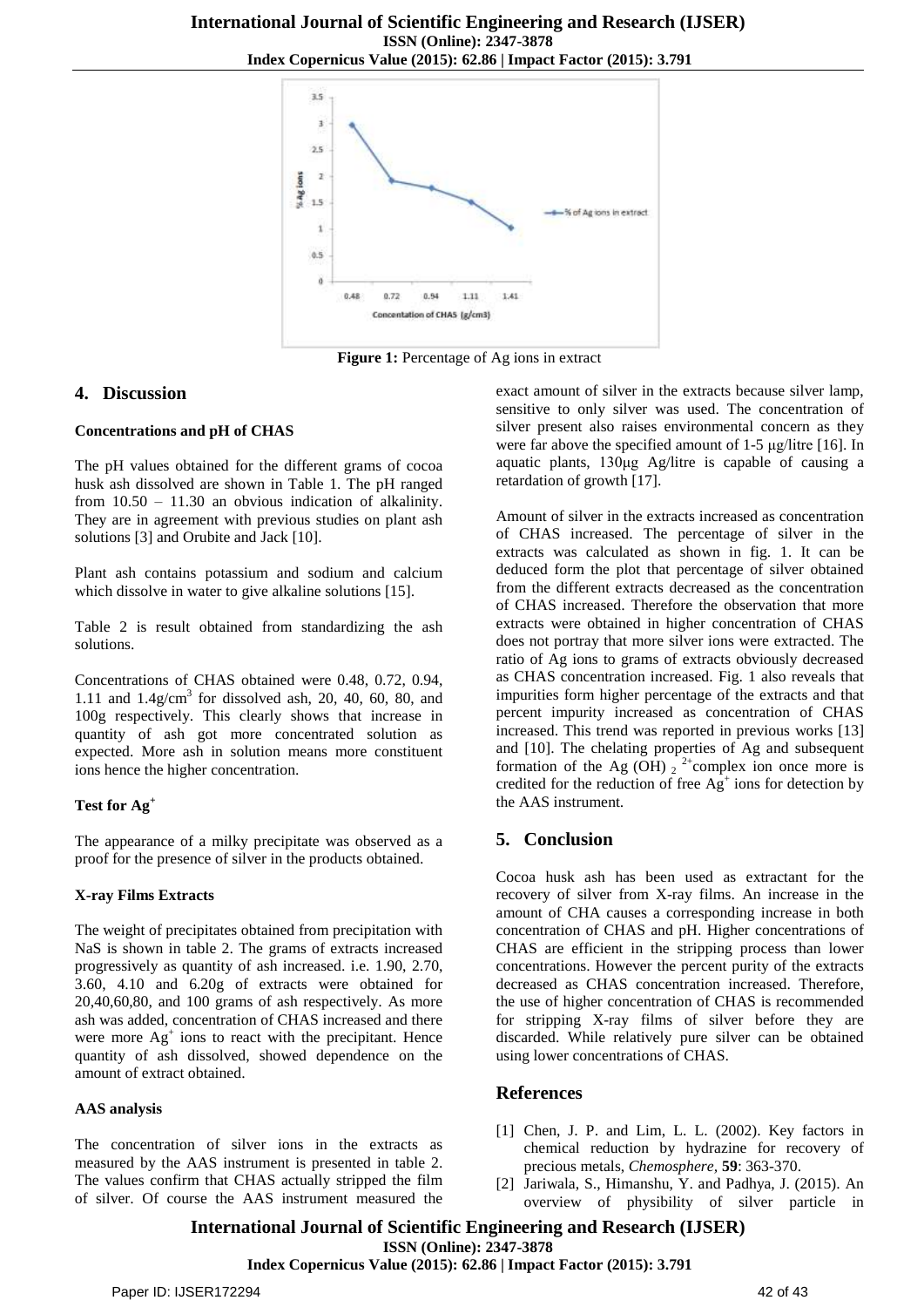**Figure 1:** Percentage of Ag ions in extract

## 4. Discussion

### Concentrations and pH of CHAS

The pH values obtained for the different grams of cocoa husk ash dissolved are shown in Table 1. The pH ranged from 10.50 – 11.30 an obvious indication of alkalinity. They are in agreement with previous studies on plant ash solutions [3] and Orubite and Jack [10].

Plant ash contains potassium and sodium and calcium which dissolve in water to give alkaline solutions [15].

Table 2 is result obtained from standardizing the ash solutions.

Concentrations of CHAS obtained were 0.48, 0.72, 0.94, 1.11 and $1.4g/cm^3$ for dissolved ash, 20, 40, 60, 80, and 100g respectively. This clearly shows that increase in quantity of ash got more concentrated solution as expected. More ash in solution means more constituent ions hence the higher concentration.

### Test for $Ag^+$

The appearance of a milky precipitate was observed as a proof for the presence of silver in the products obtained.

### X-ray Films Extracts

The weight of precipitates obtained from precipitation with NaS is shown in table 2. The grams of extracts increased progressively as quantity of ash increased. i.e. 1.90, 2.70, 3.60, 4.10 and 6.20g of extracts were obtained for 20,40,60,80, and 100 grams of ash respectively. As more ash was added, concentration of CHAS increased and there were more $Ag^+$ ions to react with the precipitant. Hence quantity of ash dissolved, showed dependence on the amount of extract obtained.

### AAS analysis

The concentration of silver ions in the extracts as measured by the AAS instrument is presented in table 2. The values confirm that CHAS actually stripped the film of silver. Of course the AAS instrument measured the exact amount of silver in the extracts because silver lamp, sensitive to only silver was used. The concentration of silver present also raises environmental concern as they were far above the specified amount of 1-5 μg/litre [16]. In aquatic plants, 130μg Ag/litre is capable of causing a retardation of growth [17].

Amount of silver in the extracts increased as concentration of CHAS increased. The percentage of silver in the extracts was calculated as shown in fig. 1. It can be deduced form the plot that percentage of silver obtained from the different extracts decreased as the concentration of CHAS increased. Therefore the observation that more extracts were obtained in higher concentration of CHAS does not portray that more silver ions were extracted. The ratio of Ag ions to grams of extracts obviously decreased as CHAS concentration increased. Fig. 1 also reveals that impurities form higher percentage of the extracts and that percent impurity increased as concentration of CHAS increased. This trend was reported in previous works [13] and [10]. The chelating properties of Ag and subsequent formation of the $Ag(OH)_2^{2+}$complex ion once more is credited for the reduction of free $Ag^+$ ions for detection by the AAS instrument.

## 5. Conclusion

Cocoa husk ash has been used as extractant for the recovery of silver from X-ray films. An increase in the amount of CHA causes a corresponding increase in both concentration of CHAS and pH. Higher concentrations of CHAS are efficient in the stripping process than lower concentrations. However the percent purity of the extracts decreased as CHAS concentration increased. Therefore, the use of higher concentration of CHAS is recommended for stripping X-ray films of silver before they are discarded. While relatively pure silver can be obtained using lower concentrations of CHAS.

## References

[1] Chen, J. P. and Lim, L. L. (2002). Key factors in chemical reduction by hydrazine for recovery of precious metals, *Chemosphere*, **59**: 363-370.

[2] Jariwala, S., Himanshu, Y. and Padhya, J. (2015). An overview of physibility of silver particle in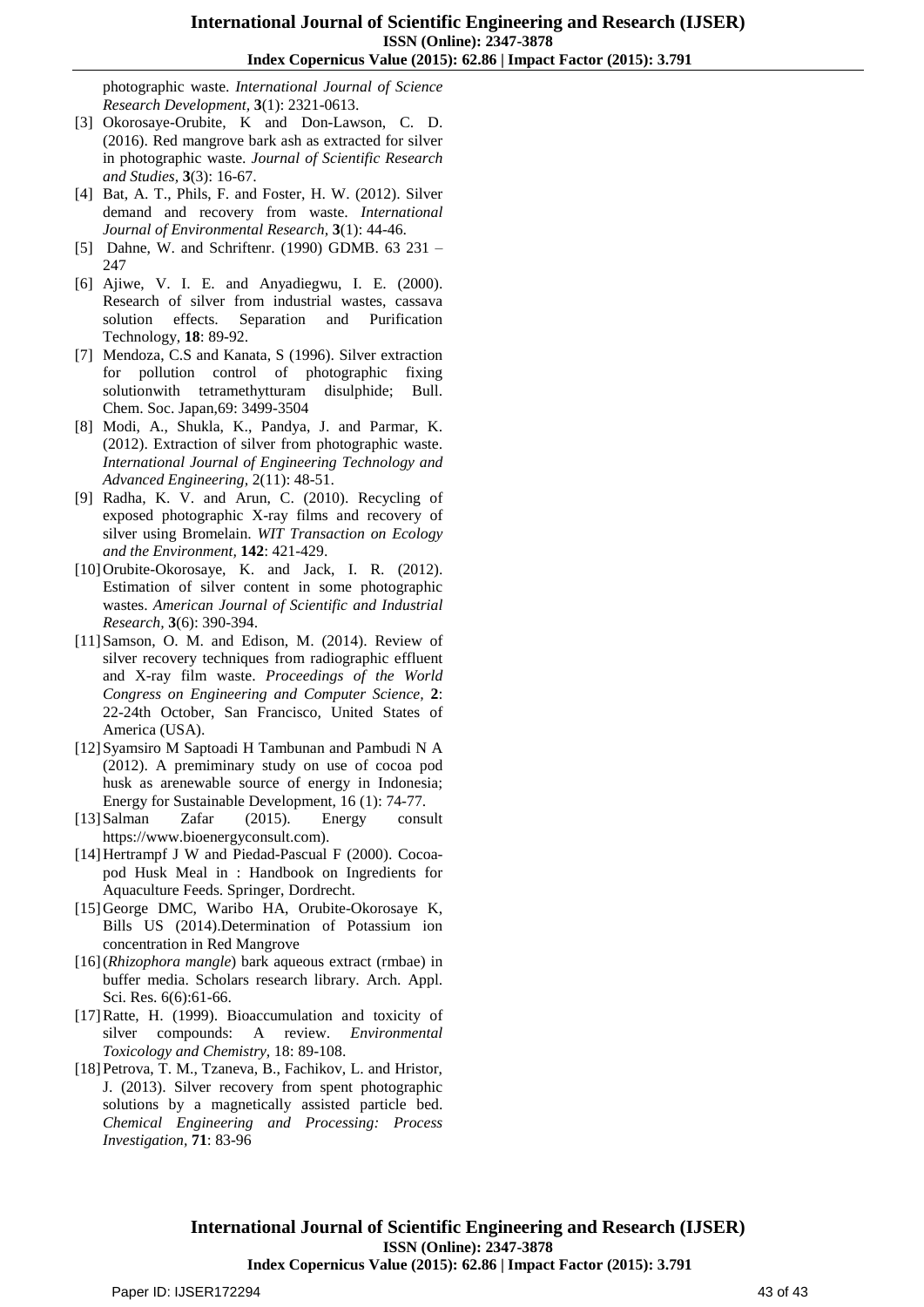photographic waste. *International Journal of Science Research Development*, **3**(1): 2321-0613.

[3] Okorosaye-Orubite, K and Don-Lawson, C. D. (2016). Red mangrove bark ash as extracted for silver in photographic waste. *Journal of Scientific Research and Studies*, **3**(3): 16-67.

[4] Bat, A. T., Phils, F. and Foster, H. W. (2012). Silver demand and recovery from waste. *International Journal of Environmental Research*, **3**(1): 44-46.

[5] Dahne, W. and Schriftenr. (1990) GDMB. 63 231 – 247

[6] Ajiwe, V. I. E. and Anyadiegwu, I. E. (2000). Research of silver from industrial wastes, cassava solution effects. Separation and Purification Technology, **18**: 89-92.

[7] Mendoza, C.S and Kanata, S (1996). Silver extraction for pollution control of photographic fixing solutionwith tetramethytturam disulphide; Bull. Chem. Soc. Japan,69: 3499-3504

[8] Modi, A., Shukla, K., Pandya, J. and Parmar, K. (2012). Extraction of silver from photographic waste. *International Journal of Engineering Technology and Advanced Engineering*, 2(11): 48-51.

[9] Radha, K. V. and Arun, C. (2010). Recycling of exposed photographic X-ray films and recovery of silver using Bromelain. *WIT Transaction on Ecology and the Environment*, **142**: 421-429.

[10] Orubite-Okorosaye, K. and Jack, I. R. (2012). Estimation of silver content in some photographic wastes. *American Journal of Scientific and Industrial Research*, **3**(6): 390-394.

[11] Samson, O. M. and Edison, M. (2014). Review of silver recovery techniques from radiographic effluent and X-ray film waste. *Proceedings of the World Congress on Engineering and Computer Science*, **2**: 22-24th October, San Francisco, United States of America (USA).

[12] Syamsiro M Saptoadi H Tambunan and Pambudi N A (2012). A premiminary study on use of cocoa pod husk as arenewable source of energy in Indonesia; Energy for Sustainable Development, 16 (1): 74-77.

[13] Salman Zafar (2015). Energy consult https://www.bioenergyconsult.com).

[14] Hertrampf J W and Piedad-Pascual F (2000). Cocoa-pod Husk Meal in : Handbook on Ingredients for Aquaculture Feeds. Springer, Dordrecht.

[15] George DMC, Waribo HA, Orubite-Okorosaye K, Bills US (2014).Determination of Potassium ion concentration in Red Mangrove

[16] (*Rhizophora mangle*) bark aqueous extract (rmbae) in buffer media. Scholars research library. Arch. Appl. Sci. Res. 6(6):61-66.

[17] Ratte, H. (1999). Bioaccumulation and toxicity of silver compounds: A review. *Environmental Toxicology and Chemistry*, 18: 89-108.

[18] Petrova, T. M., Tzaneva, B., Fachikov, L. and Hristor, J. (2013). Silver recovery from spent photographic solutions by a magnetically assisted particle bed. *Chemical Engineering and Processing: Process Investigation*, **71**: 83-96

Paper ID: IJSER172294